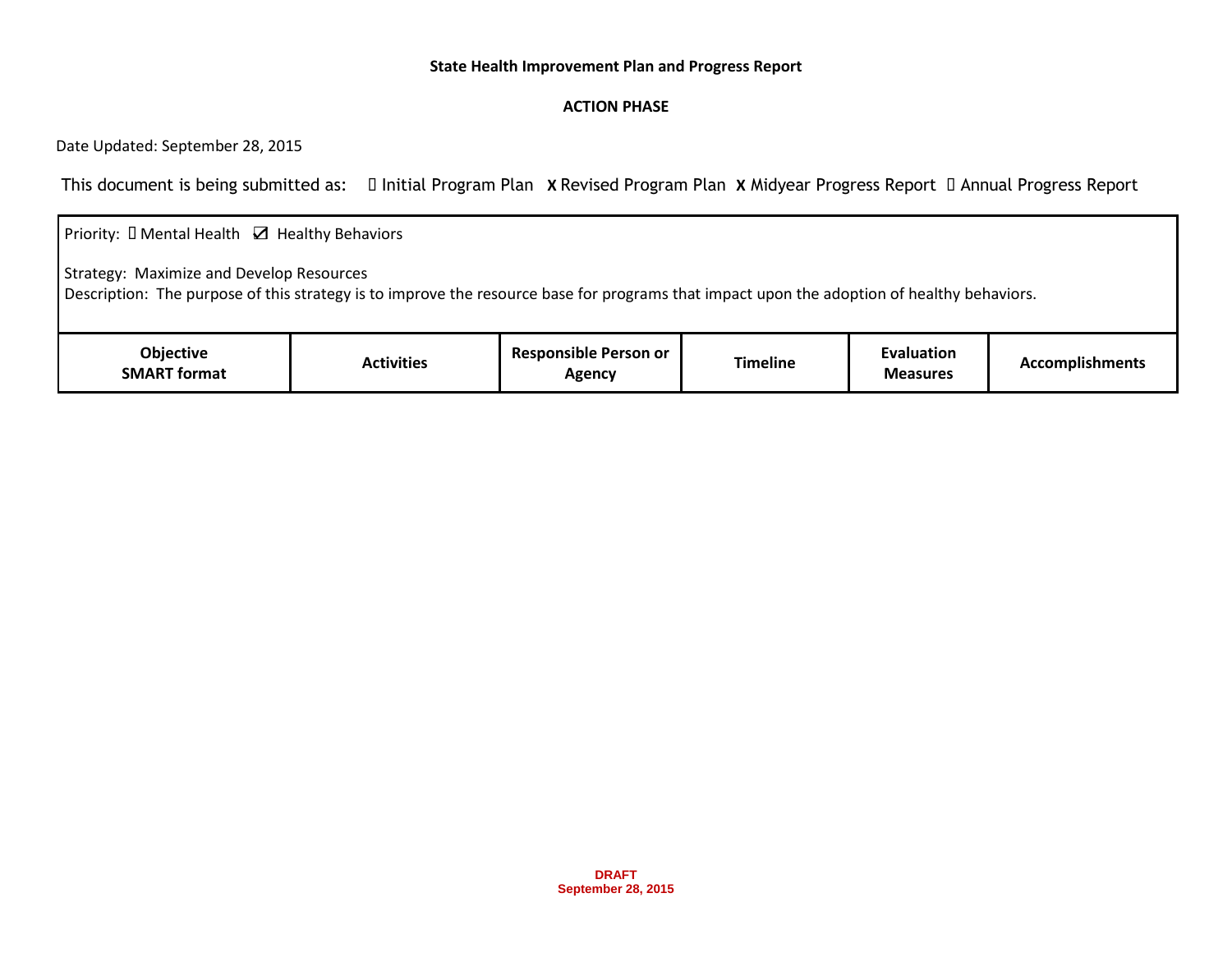**State Health Improvement Plan and Progress Report**

**ACTION PHASE**

Date Updated: September 28, 2015

This document is being submitted as: ☐ Initial Program Plan **X** Revised Program Plan **X** Midyear Progress Report ☐ Annual Progress Report

Priority: ☐ Mental Health ☑ Healthy Behaviors

Strategy: Maximize and Develop Resources
Description: The purpose of this strategy is to improve the resource base for programs that impact upon the adoption of healthy behaviors.

| Objective SMART format | Activities | Responsible Person or Agency | Timeline | Evaluation Measures | Accomplishments |
|---|---|---|---|---|---|

DRAFT
September 28, 2015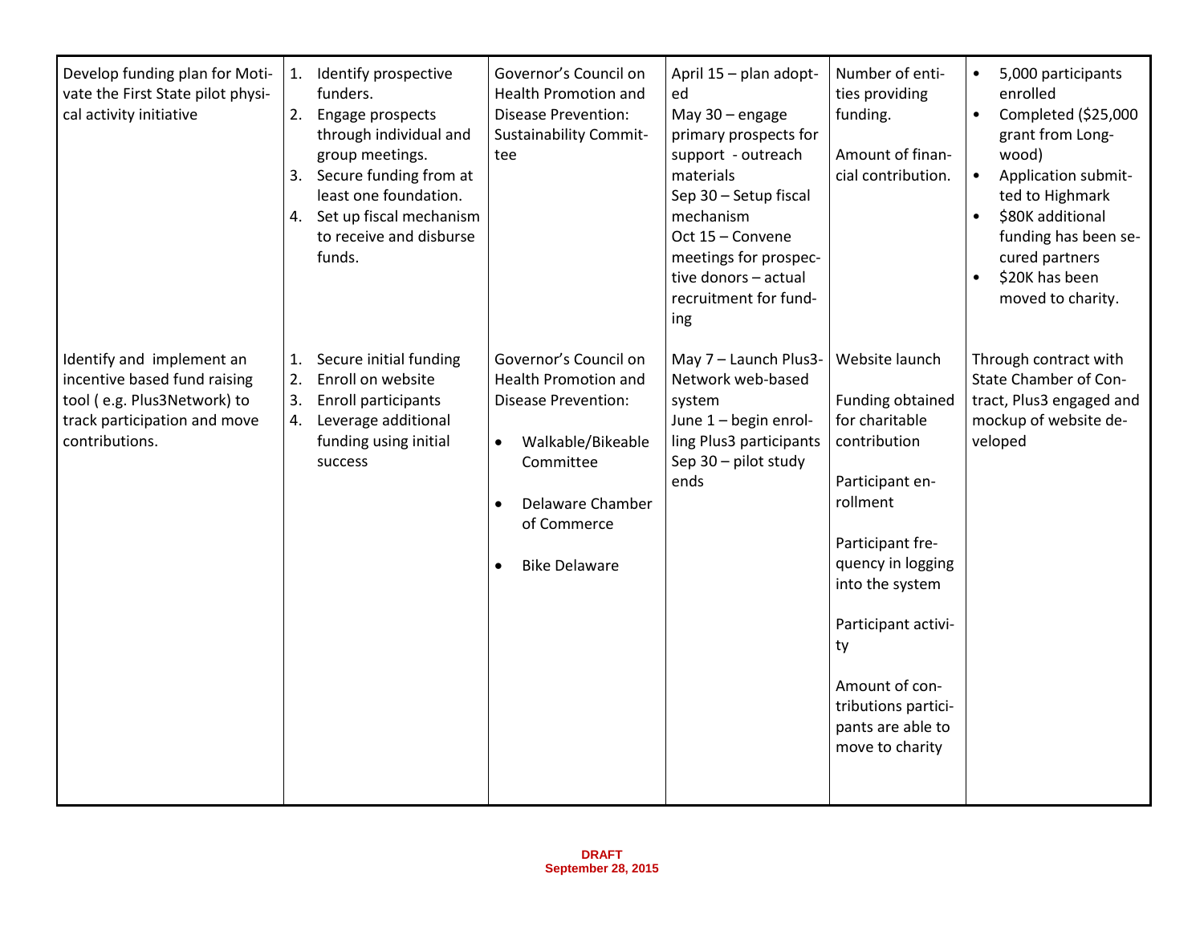| | | | | | |
|---|---|---|---|---|---|
| Develop funding plan for Motivate the First State pilot physical activity initiative | 1. Identify prospective funders.<br>2. Engage prospects through individual and group meetings.<br>3. Secure funding from at least one foundation.<br>4. Set up fiscal mechanism to receive and disburse funds. | Governor's Council on Health Promotion and Disease Prevention: Sustainability Committee | April 15 – plan adopted<br>May 30 – engage primary prospects for support - outreach materials<br>Sep 30 – Setup fiscal mechanism<br>Oct 15 – Convene meetings for prospective donors – actual recruitment for funding | Number of entities providing funding.<br><br>Amount of financial contribution. | • 5,000 participants enrolled<br>• Completed ($25,000 grant from Longwood)<br>• Application submitted to Highmark<br>• $80K additional funding has been secured partners<br>• $20K has been moved to charity. |
| Identify and implement an incentive based fund raising tool ( e.g. Plus3Network) to track participation and move contributions. | 1. Secure initial funding<br>2. Enroll on website<br>3. Enroll participants<br>4. Leverage additional funding using initial success | Governor's Council on Health Promotion and Disease Prevention:<br><br>• Walkable/Bikeable Committee<br><br>• Delaware Chamber of Commerce<br><br>• Bike Delaware | May 7 – Launch Plus3-Network web-based system<br>June 1 – begin enrolling Plus3 participants<br>Sep 30 – pilot study ends | Website launch<br><br>Funding obtained for charitable contribution<br><br>Participant enrollment<br><br>Participant frequency in logging into the system<br><br>Participant activity<br><br>Amount of contributions participants are able to move to charity | Through contract with State Chamber of Contract, Plus3 engaged and mockup of website developed |

**DRAFT**
**September 28, 2015**